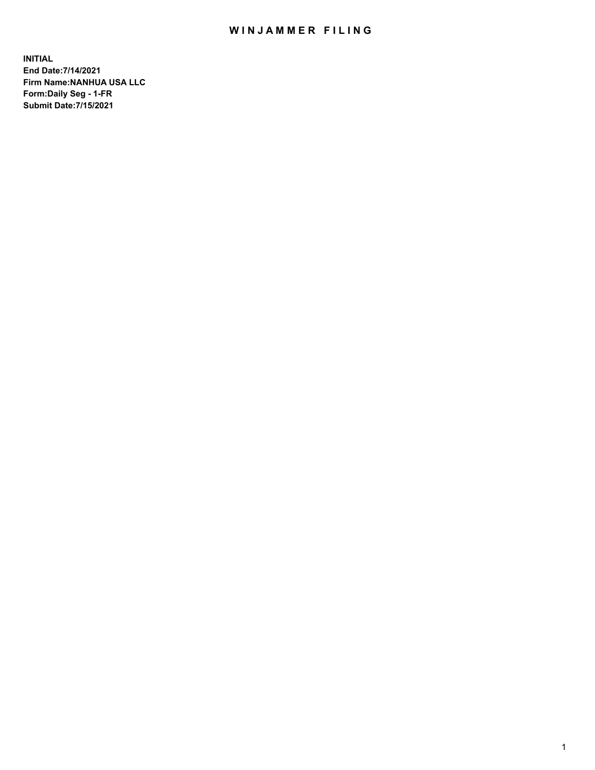# WINJAMMER FILING

**INITIAL**
**End Date:7/14/2021**
**Firm Name:NANHUA USA LLC**
**Form:Daily Seg - 1-FR**
**Submit Date:7/15/2021**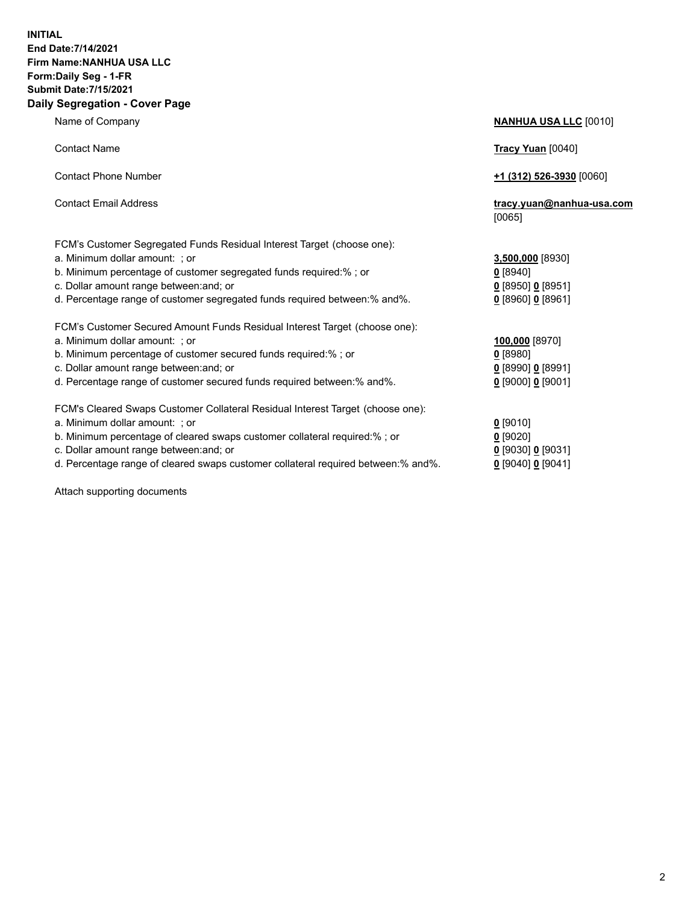**INITIAL**
**End Date:7/14/2021**
**Firm Name:NANHUA USA LLC**
**Form:Daily Seg - 1-FR**
**Submit Date:7/15/2021**

## Daily Segregation - Cover Page

| | |
|---|---|
| Name of Company | **NANHUA USA LLC** [0010] |
| Contact Name | **Tracy Yuan** [0040] |
| Contact Phone Number | **+1 (312) 526-3930** [0060] |
| Contact Email Address | **tracy.yuan@nanhua-usa.com** [0065] |

FCM's Customer Segregated Funds Residual Interest Target (choose one):

| | |
|---|---|
| a. Minimum dollar amount: ; or | **3,500,000** [8930] |
| b. Minimum percentage of customer segregated funds required:% ; or | **0** [8940] |
| c. Dollar amount range between:and; or | **0** [8950] **0** [8951] |
| d. Percentage range of customer segregated funds required between:% and%. | **0** [8960] **0** [8961] |

FCM's Customer Secured Amount Funds Residual Interest Target (choose one):

| | |
|---|---|
| a. Minimum dollar amount: ; or | **100,000** [8970] |
| b. Minimum percentage of customer secured funds required:% ; or | **0** [8980] |
| c. Dollar amount range between:and; or | **0** [8990] **0** [8991] |
| d. Percentage range of customer secured funds required between:% and%. | **0** [9000] **0** [9001] |

FCM's Cleared Swaps Customer Collateral Residual Interest Target (choose one):

| | |
|---|---|
| a. Minimum dollar amount: ; or | **0** [9010] |
| b. Minimum percentage of cleared swaps customer collateral required:% ; or | **0** [9020] |
| c. Dollar amount range between:and; or | **0** [9030] **0** [9031] |
| d. Percentage range of cleared swaps customer collateral required between:% and%. | **0** [9040] **0** [9041] |

Attach supporting documents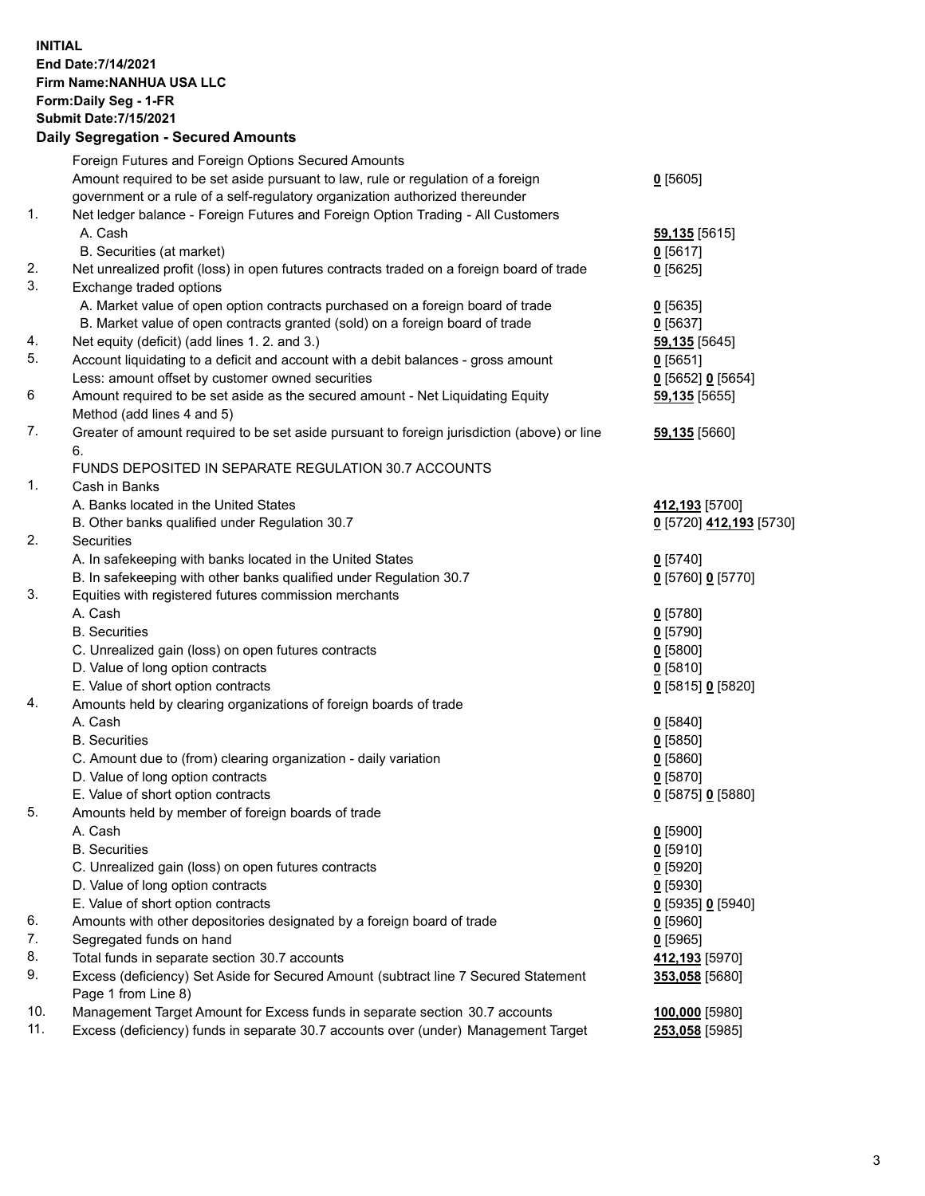**INITIAL**
**End Date:7/14/2021**
**Firm Name:NANHUA USA LLC**
**Form:Daily Seg - 1-FR**
**Submit Date:7/15/2021**

### Daily Segregation - Secured Amounts

| | | |
|---|---|---|
| | Foreign Futures and Foreign Options Secured Amounts | |
| | Amount required to be set aside pursuant to law, rule or regulation of a foreign government or a rule of a self-regulatory organization authorized thereunder | **0** [5605] |
| 1. | Net ledger balance - Foreign Futures and Foreign Option Trading - All Customers | |
| | A. Cash | **59,135** [5615] |
| | B. Securities (at market) | **0** [5617] |
| 2. | Net unrealized profit (loss) in open futures contracts traded on a foreign board of trade | **0** [5625] |
| 3. | Exchange traded options | |
| | A. Market value of open option contracts purchased on a foreign board of trade | **0** [5635] |
| | B. Market value of open contracts granted (sold) on a foreign board of trade | **0** [5637] |
| 4. | Net equity (deficit) (add lines 1. 2. and 3.) | **59,135** [5645] |
| 5. | Account liquidating to a deficit and account with a debit balances - gross amount | **0** [5651] |
| | Less: amount offset by customer owned securities | **0** [5652] **0** [5654] |
| 6 | Amount required to be set aside as the secured amount - Net Liquidating Equity Method (add lines 4 and 5) | **59,135** [5655] |
| 7. | Greater of amount required to be set aside pursuant to foreign jurisdiction (above) or line 6. | **59,135** [5660] |
| | FUNDS DEPOSITED IN SEPARATE REGULATION 30.7 ACCOUNTS | |
| 1. | Cash in Banks | |
| | A. Banks located in the United States | **412,193** [5700] |
| | B. Other banks qualified under Regulation 30.7 | **0** [5720] **412,193** [5730] |
| 2. | Securities | |
| | A. In safekeeping with banks located in the United States | **0** [5740] |
| | B. In safekeeping with other banks qualified under Regulation 30.7 | **0** [5760] **0** [5770] |
| 3. | Equities with registered futures commission merchants | |
| | A. Cash | **0** [5780] |
| | B. Securities | **0** [5790] |
| | C. Unrealized gain (loss) on open futures contracts | **0** [5800] |
| | D. Value of long option contracts | **0** [5810] |
| | E. Value of short option contracts | **0** [5815] **0** [5820] |
| 4. | Amounts held by clearing organizations of foreign boards of trade | |
| | A. Cash | **0** [5840] |
| | B. Securities | **0** [5850] |
| | C. Amount due to (from) clearing organization - daily variation | **0** [5860] |
| | D. Value of long option contracts | **0** [5870] |
| | E. Value of short option contracts | **0** [5875] **0** [5880] |
| 5. | Amounts held by member of foreign boards of trade | |
| | A. Cash | **0** [5900] |
| | B. Securities | **0** [5910] |
| | C. Unrealized gain (loss) on open futures contracts | **0** [5920] |
| | D. Value of long option contracts | **0** [5930] |
| | E. Value of short option contracts | **0** [5935] **0** [5940] |
| 6. | Amounts with other depositories designated by a foreign board of trade | **0** [5960] |
| 7. | Segregated funds on hand | **0** [5965] |
| 8. | Total funds in separate section 30.7 accounts | **412,193** [5970] |
| 9. | Excess (deficiency) Set Aside for Secured Amount (subtract line 7 Secured Statement Page 1 from Line 8) | **353,058** [5680] |
| 10. | Management Target Amount for Excess funds in separate section 30.7 accounts | **100,000** [5980] |
| 11. | Excess (deficiency) funds in separate 30.7 accounts over (under) Management Target | **253,058** [5985] |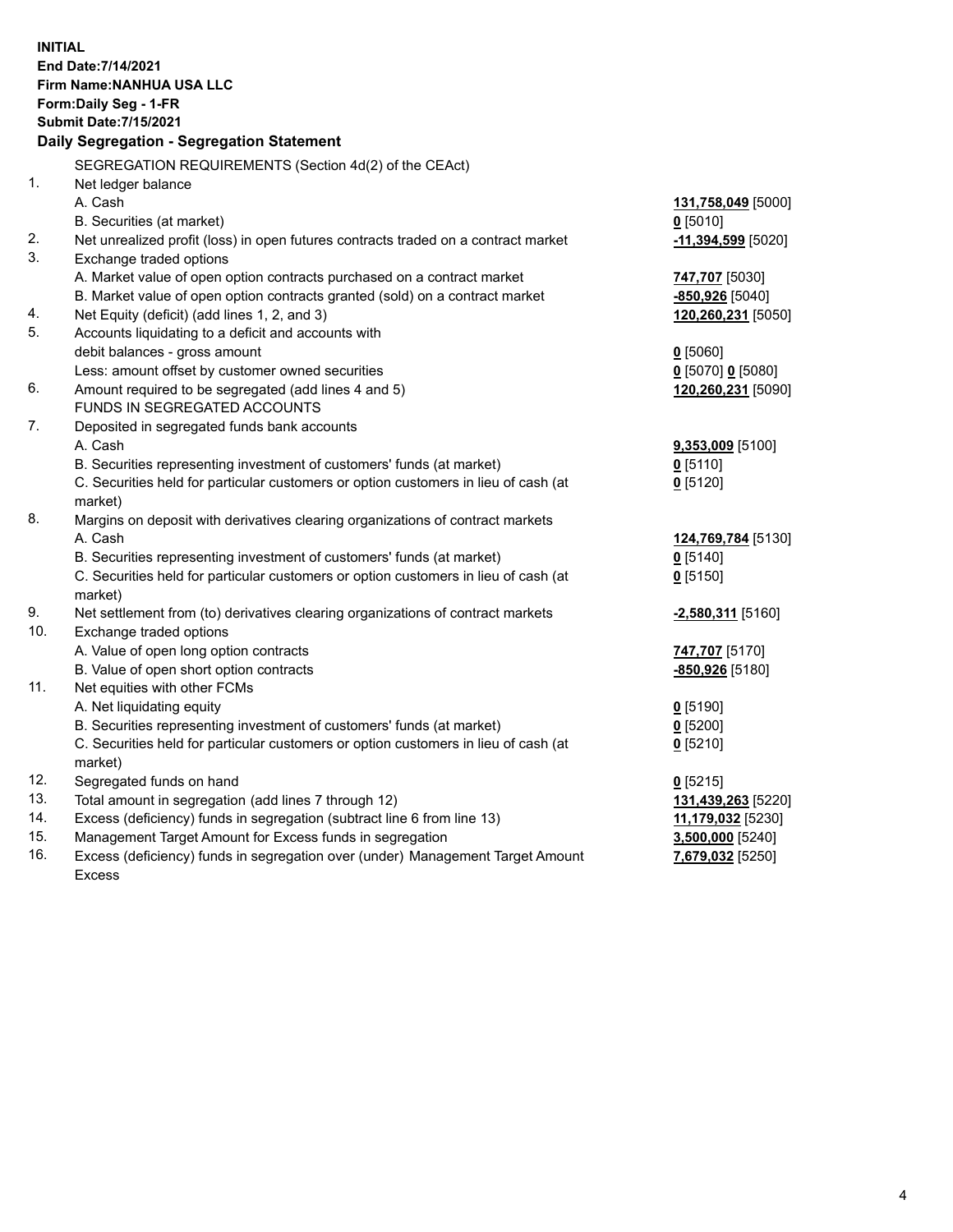**INITIAL**
**End Date:7/14/2021**
**Firm Name:NANHUA USA LLC**
**Form:Daily Seg - 1-FR**
**Submit Date:7/15/2021**

## Daily Segregation - Segregation Statement

SEGREGATION REQUIREMENTS (Section 4d(2) of the CEAct)

| | | |
|---|---|---|
| 1. | Net ledger balance | |
| | A. Cash | **131,758,049** [5000] |
| | B. Securities (at market) | **0** [5010] |
| 2. | Net unrealized profit (loss) in open futures contracts traded on a contract market | **-11,394,599** [5020] |
| 3. | Exchange traded options | |
| | A. Market value of open option contracts purchased on a contract market | **747,707** [5030] |
| | B. Market value of open option contracts granted (sold) on a contract market | **-850,926** [5040] |
| 4. | Net Equity (deficit) (add lines 1, 2, and 3) | **120,260,231** [5050] |
| 5. | Accounts liquidating to a deficit and accounts with debit balances - gross amount | **0** [5060] |
| | Less: amount offset by customer owned securities | **0** [5070] **0** [5080] |
| 6. | Amount required to be segregated (add lines 4 and 5) | **120,260,231** [5090] |
| | FUNDS IN SEGREGATED ACCOUNTS | |
| 7. | Deposited in segregated funds bank accounts | |
| | A. Cash | **9,353,009** [5100] |
| | B. Securities representing investment of customers' funds (at market) | **0** [5110] |
| | C. Securities held for particular customers or option customers in lieu of cash (at market) | **0** [5120] |
| 8. | Margins on deposit with derivatives clearing organizations of contract markets | |
| | A. Cash | **124,769,784** [5130] |
| | B. Securities representing investment of customers' funds (at market) | **0** [5140] |
| | C. Securities held for particular customers or option customers in lieu of cash (at market) | **0** [5150] |
| 9. | Net settlement from (to) derivatives clearing organizations of contract markets | **-2,580,311** [5160] |
| 10. | Exchange traded options | |
| | A. Value of open long option contracts | **747,707** [5170] |
| | B. Value of open short option contracts | **-850,926** [5180] |
| 11. | Net equities with other FCMs | |
| | A. Net liquidating equity | **0** [5190] |
| | B. Securities representing investment of customers' funds (at market) | **0** [5200] |
| | C. Securities held for particular customers or option customers in lieu of cash (at market) | **0** [5210] |
| 12. | Segregated funds on hand | **0** [5215] |
| 13. | Total amount in segregation (add lines 7 through 12) | **131,439,263** [5220] |
| 14. | Excess (deficiency) funds in segregation (subtract line 6 from line 13) | **11,179,032** [5230] |
| 15. | Management Target Amount for Excess funds in segregation | **3,500,000** [5240] |
| 16. | Excess (deficiency) funds in segregation over (under) Management Target Amount Excess | **7,679,032** [5250] |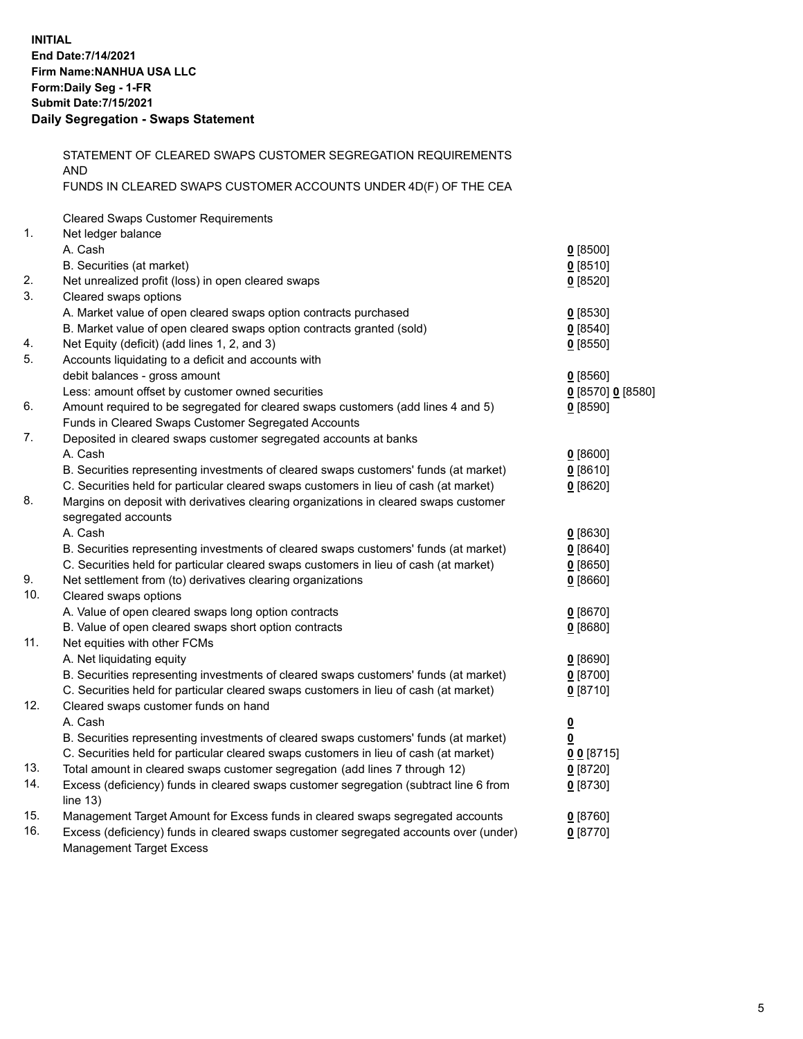**INITIAL**
**End Date:7/14/2021**
**Firm Name:NANHUA USA LLC**
**Form:Daily Seg - 1-FR**
**Submit Date:7/15/2021**
**Daily Segregation - Swaps Statement**

STATEMENT OF CLEARED SWAPS CUSTOMER SEGREGATION REQUIREMENTS AND FUNDS IN CLEARED SWAPS CUSTOMER ACCOUNTS UNDER 4D(F) OF THE CEA

| | | |
|---|---|---|
| | Cleared Swaps Customer Requirements | |
| 1. | Net ledger balance | |
| | A. Cash | 0 [8500] |
| | B. Securities (at market) | 0 [8510] |
| 2. | Net unrealized profit (loss) in open cleared swaps | 0 [8520] |
| 3. | Cleared swaps options | |
| | A. Market value of open cleared swaps option contracts purchased | 0 [8530] |
| | B. Market value of open cleared swaps option contracts granted (sold) | 0 [8540] |
| 4. | Net Equity (deficit) (add lines 1, 2, and 3) | 0 [8550] |
| 5. | Accounts liquidating to a deficit and accounts with debit balances - gross amount | 0 [8560] |
| | Less: amount offset by customer owned securities | 0 [8570] 0 [8580] |
| 6. | Amount required to be segregated for cleared swaps customers (add lines 4 and 5) | 0 [8590] |
| | Funds in Cleared Swaps Customer Segregated Accounts | |
| 7. | Deposited in cleared swaps customer segregated accounts at banks | |
| | A. Cash | 0 [8600] |
| | B. Securities representing investments of cleared swaps customers' funds (at market) | 0 [8610] |
| | C. Securities held for particular cleared swaps customers in lieu of cash (at market) | 0 [8620] |
| 8. | Margins on deposit with derivatives clearing organizations in cleared swaps customer segregated accounts | |
| | A. Cash | 0 [8630] |
| | B. Securities representing investments of cleared swaps customers' funds (at market) | 0 [8640] |
| | C. Securities held for particular cleared swaps customers in lieu of cash (at market) | 0 [8650] |
| 9. | Net settlement from (to) derivatives clearing organizations | 0 [8660] |
| 10. | Cleared swaps options | |
| | A. Value of open cleared swaps long option contracts | 0 [8670] |
| | B. Value of open cleared swaps short option contracts | 0 [8680] |
| 11. | Net equities with other FCMs | |
| | A. Net liquidating equity | 0 [8690] |
| | B. Securities representing investments of cleared swaps customers' funds (at market) | 0 [8700] |
| | C. Securities held for particular cleared swaps customers in lieu of cash (at market) | 0 [8710] |
| 12. | Cleared swaps customer funds on hand | |
| | A. Cash | 0 |
| | B. Securities representing investments of cleared swaps customers' funds (at market) | 0 |
| | C. Securities held for particular cleared swaps customers in lieu of cash (at market) | 0 0 [8715] |
| 13. | Total amount in cleared swaps customer segregation (add lines 7 through 12) | 0 [8720] |
| 14. | Excess (deficiency) funds in cleared swaps customer segregation (subtract line 6 from line 13) | 0 [8730] |
| 15. | Management Target Amount for Excess funds in cleared swaps segregated accounts | 0 [8760] |
| 16. | Excess (deficiency) funds in cleared swaps customer segregated accounts over (under) Management Target Excess | 0 [8770] |